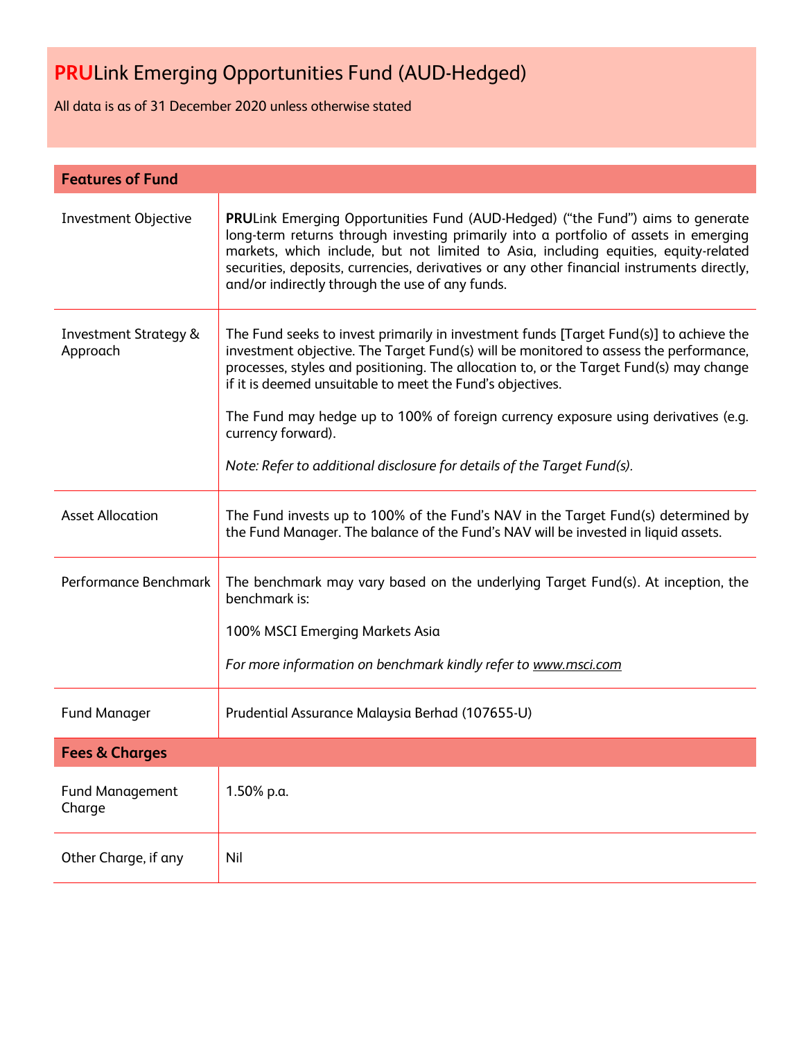# **PRU**Link Emerging Opportunities Fund (AUD-Hedged)

All data is as of 31 December 2020 unless otherwise stated

| **Features of Fund** | |
|---|---|
| Investment Objective | **PRU**Link Emerging Opportunities Fund (AUD-Hedged) ("the Fund") aims to generate long-term returns through investing primarily into a portfolio of assets in emerging markets, which include, but not limited to Asia, including equities, equity-related securities, deposits, currencies, derivatives or any other financial instruments directly, and/or indirectly through the use of any funds. |
| Investment Strategy & Approach | The Fund seeks to invest primarily in investment funds [Target Fund(s)] to achieve the investment objective. The Target Fund(s) will be monitored to assess the performance, processes, styles and positioning. The allocation to, or the Target Fund(s) may change if it is deemed unsuitable to meet the Fund's objectives.<br><br>The Fund may hedge up to 100% of foreign currency exposure using derivatives (e.g. currency forward).<br><br>*Note: Refer to additional disclosure for details of the Target Fund(s).* |
| Asset Allocation | The Fund invests up to 100% of the Fund's NAV in the Target Fund(s) determined by the Fund Manager. The balance of the Fund's NAV will be invested in liquid assets. |
| Performance Benchmark | The benchmark may vary based on the underlying Target Fund(s). At inception, the benchmark is:<br><br>100% MSCI Emerging Markets Asia<br><br>*For more information on benchmark kindly refer to www.msci.com* |
| Fund Manager | Prudential Assurance Malaysia Berhad (107655-U) |

| **Fees & Charges** | |
|---|---|
| Fund Management Charge | 1.50% p.a. |
| Other Charge, if any | Nil |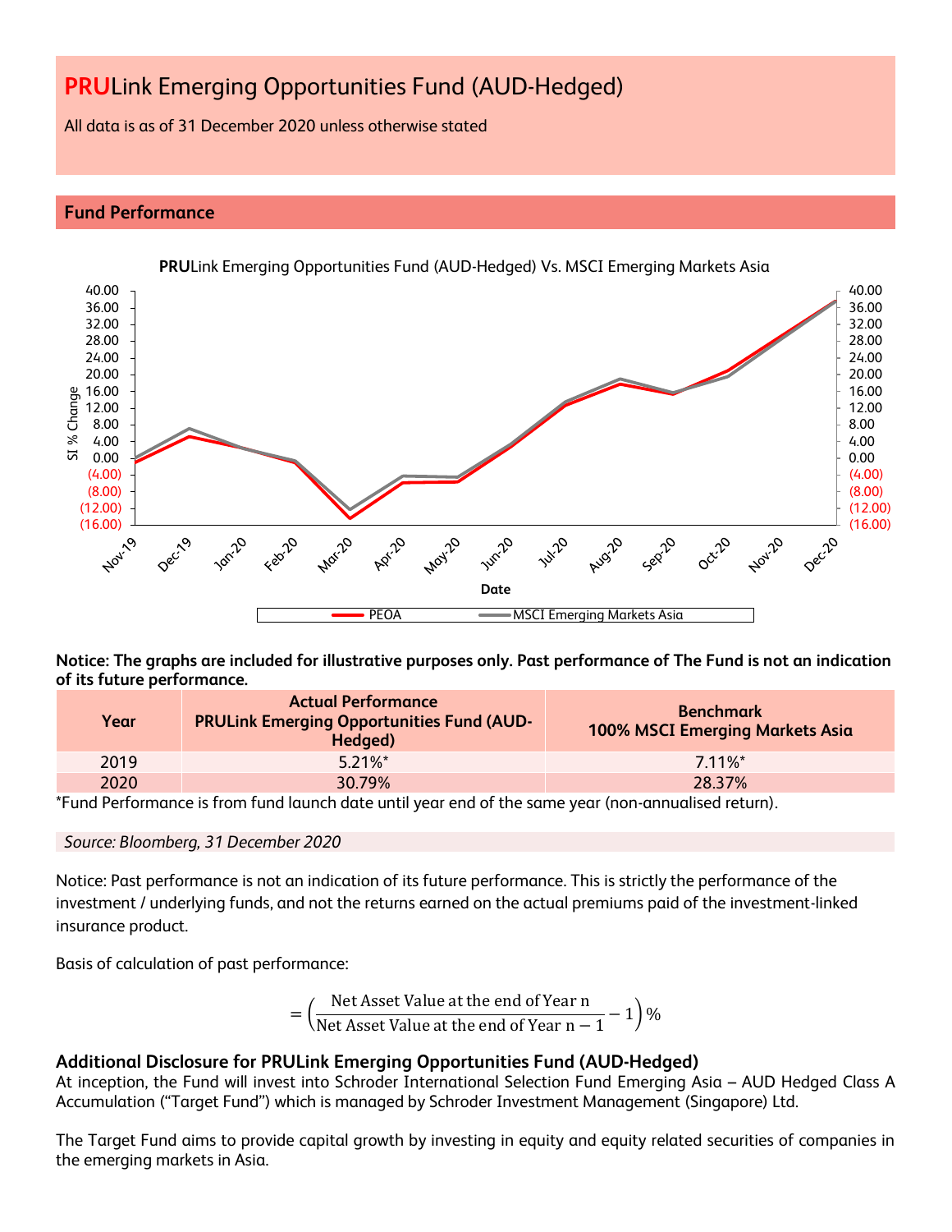# PRULink Emerging Opportunities Fund (AUD-Hedged)

All data is as of 31 December 2020 unless otherwise stated

## Fund Performance

**Notice: The graphs are included for illustrative purposes only. Past performance of The Fund is not an indication of its future performance.**

| Year | Actual Performance PRULink Emerging Opportunities Fund (AUD-Hedged) | Benchmark 100% MSCI Emerging Markets Asia |
|---|---|---|
| 2019 | 5.21%* | 7.11%* |
| 2020 | 30.79% | 28.37% |

*Fund Performance is from fund launch date until year end of the same year (non-annualised return).

*Source: Bloomberg, 31 December 2020*

Notice: Past performance is not an indication of its future performance. This is strictly the performance of the investment / underlying funds, and not the returns earned on the actual premiums paid of the investment-linked insurance product.

Basis of calculation of past performance:

$$= \left( \frac{\text{Net Asset Value at the end of Year n}}{\text{Net Asset Value at the end of Year n} - 1} - 1 \right) \%$$

### Additional Disclosure for PRULink Emerging Opportunities Fund (AUD-Hedged)

At inception, the Fund will invest into Schroder International Selection Fund Emerging Asia – AUD Hedged Class A Accumulation (“Target Fund”) which is managed by Schroder Investment Management (Singapore) Ltd.

The Target Fund aims to provide capital growth by investing in equity and equity related securities of companies in the emerging markets in Asia.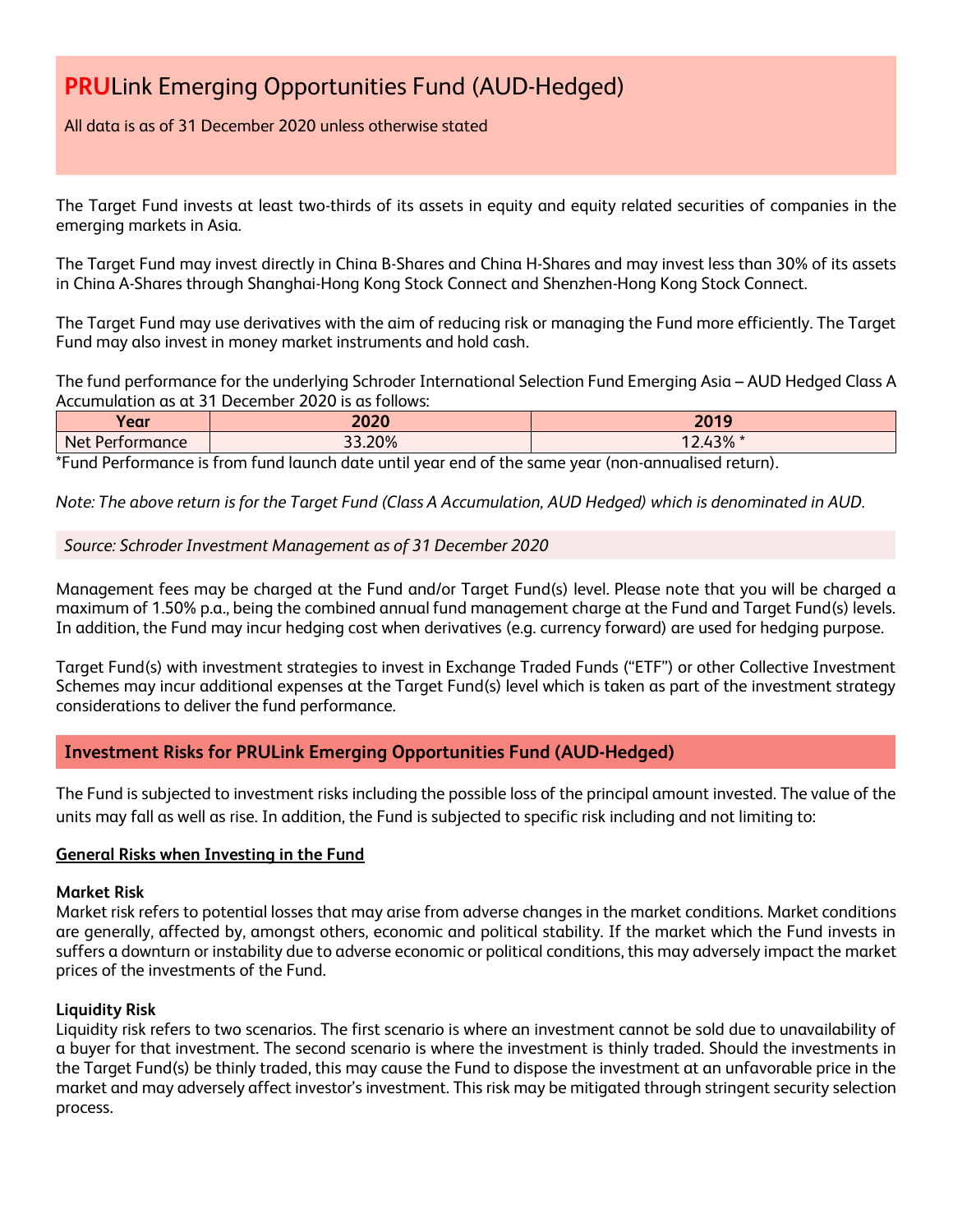# PRULink Emerging Opportunities Fund (AUD-Hedged)

All data is as of 31 December 2020 unless otherwise stated

The Target Fund invests at least two-thirds of its assets in equity and equity related securities of companies in the emerging markets in Asia.

The Target Fund may invest directly in China B-Shares and China H-Shares and may invest less than 30% of its assets in China A-Shares through Shanghai-Hong Kong Stock Connect and Shenzhen-Hong Kong Stock Connect.

The Target Fund may use derivatives with the aim of reducing risk or managing the Fund more efficiently. The Target Fund may also invest in money market instruments and hold cash.

The fund performance for the underlying Schroder International Selection Fund Emerging Asia – AUD Hedged Class A Accumulation as at 31 December 2020 is as follows:

| Year | 2020 | 2019 |
|---|---|---|
| Net Performance | 33.20% | 12.43% * |

*Fund Performance is from fund launch date until year end of the same year (non-annualised return).

*Note: The above return is for the Target Fund (Class A Accumulation, AUD Hedged) which is denominated in AUD.*

*Source: Schroder Investment Management as of 31 December 2020*

Management fees may be charged at the Fund and/or Target Fund(s) level. Please note that you will be charged a maximum of 1.50% p.a., being the combined annual fund management charge at the Fund and Target Fund(s) levels. In addition, the Fund may incur hedging cost when derivatives (e.g. currency forward) are used for hedging purpose.

Target Fund(s) with investment strategies to invest in Exchange Traded Funds ("ETF") or other Collective Investment Schemes may incur additional expenses at the Target Fund(s) level which is taken as part of the investment strategy considerations to deliver the fund performance.

## Investment Risks for PRULink Emerging Opportunities Fund (AUD-Hedged)

The Fund is subjected to investment risks including the possible loss of the principal amount invested. The value of the units may fall as well as rise. In addition, the Fund is subjected to specific risk including and not limiting to:

**General Risks when Investing in the Fund**

**Market Risk**
Market risk refers to potential losses that may arise from adverse changes in the market conditions. Market conditions are generally, affected by, amongst others, economic and political stability. If the market which the Fund invests in suffers a downturn or instability due to adverse economic or political conditions, this may adversely impact the market prices of the investments of the Fund.

**Liquidity Risk**
Liquidity risk refers to two scenarios. The first scenario is where an investment cannot be sold due to unavailability of a buyer for that investment. The second scenario is where the investment is thinly traded. Should the investments in the Target Fund(s) be thinly traded, this may cause the Fund to dispose the investment at an unfavorable price in the market and may adversely affect investor's investment. This risk may be mitigated through stringent security selection process.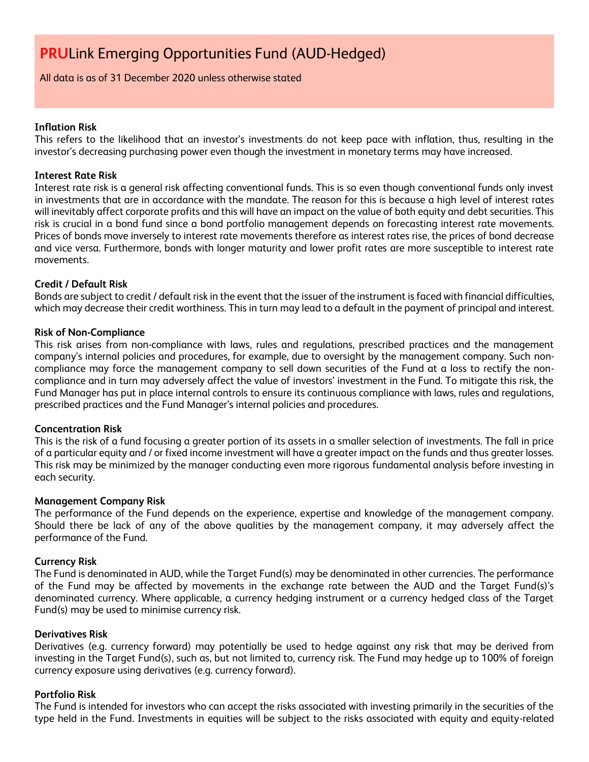# PRULink Emerging Opportunities Fund (AUD-Hedged)

All data is as of 31 December 2020 unless otherwise stated

**Inflation Risk**
This refers to the likelihood that an investor's investments do not keep pace with inflation, thus, resulting in the investor's decreasing purchasing power even though the investment in monetary terms may have increased.

**Interest Rate Risk**
Interest rate risk is a general risk affecting conventional funds. This is so even though conventional funds only invest in investments that are in accordance with the mandate. The reason for this is because a high level of interest rates will inevitably affect corporate profits and this will have an impact on the value of both equity and debt securities. This risk is crucial in a bond fund since a bond portfolio management depends on forecasting interest rate movements. Prices of bonds move inversely to interest rate movements therefore as interest rates rise, the prices of bond decrease and vice versa. Furthermore, bonds with longer maturity and lower profit rates are more susceptible to interest rate movements.

**Credit / Default Risk**
Bonds are subject to credit / default risk in the event that the issuer of the instrument is faced with financial difficulties, which may decrease their credit worthiness. This in turn may lead to a default in the payment of principal and interest.

**Risk of Non-Compliance**
This risk arises from non-compliance with laws, rules and regulations, prescribed practices and the management company's internal policies and procedures, for example, due to oversight by the management company. Such non-compliance may force the management company to sell down securities of the Fund at a loss to rectify the non-compliance and in turn may adversely affect the value of investors' investment in the Fund. To mitigate this risk, the Fund Manager has put in place internal controls to ensure its continuous compliance with laws, rules and regulations, prescribed practices and the Fund Manager's internal policies and procedures.

**Concentration Risk**
This is the risk of a fund focusing a greater portion of its assets in a smaller selection of investments. The fall in price of a particular equity and / or fixed income investment will have a greater impact on the funds and thus greater losses. This risk may be minimized by the manager conducting even more rigorous fundamental analysis before investing in each security.

**Management Company Risk**
The performance of the Fund depends on the experience, expertise and knowledge of the management company. Should there be lack of any of the above qualities by the management company, it may adversely affect the performance of the Fund.

**Currency Risk**
The Fund is denominated in AUD, while the Target Fund(s) may be denominated in other currencies. The performance of the Fund may be affected by movements in the exchange rate between the AUD and the Target Fund(s)'s denominated currency. Where applicable, a currency hedging instrument or a currency hedged class of the Target Fund(s) may be used to minimise currency risk.

**Derivatives Risk**
Derivatives (e.g. currency forward) may potentially be used to hedge against any risk that may be derived from investing in the Target Fund(s), such as, but not limited to, currency risk. The Fund may hedge up to 100% of foreign currency exposure using derivatives (e.g. currency forward).

**Portfolio Risk**
The Fund is intended for investors who can accept the risks associated with investing primarily in the securities of the type held in the Fund. Investments in equities will be subject to the risks associated with equity and equity-related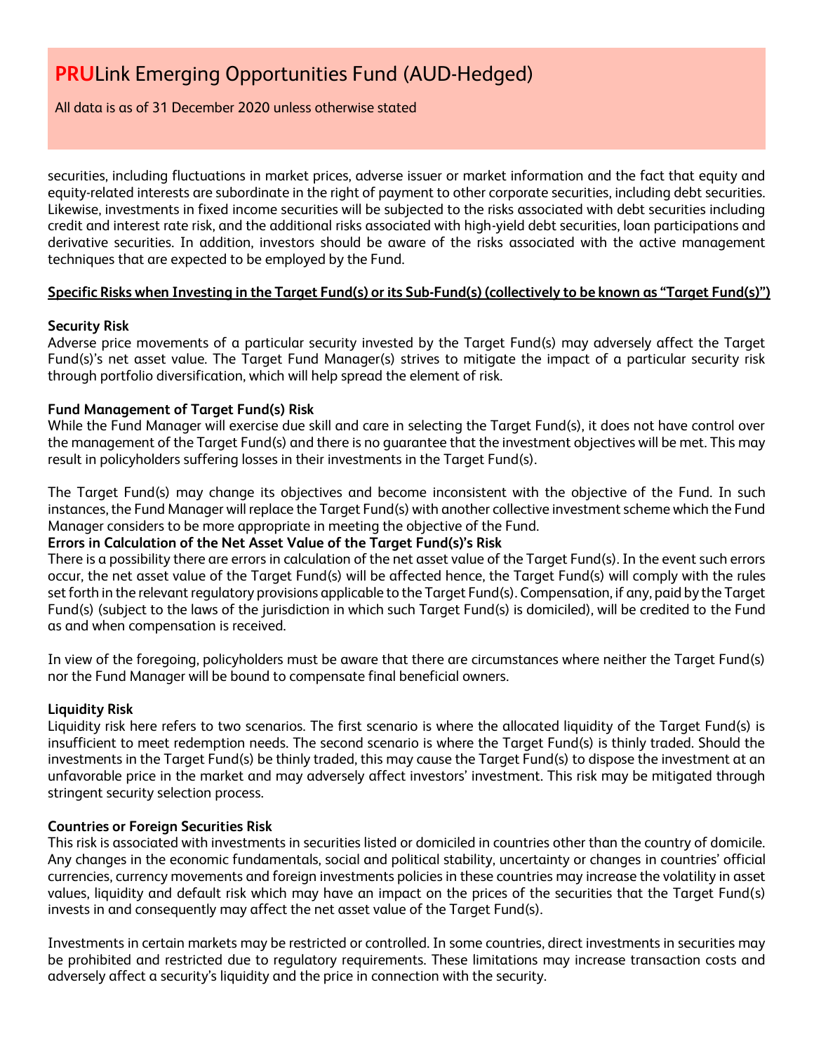securities, including fluctuations in market prices, adverse issuer or market information and the fact that equity and equity-related interests are subordinate in the right of payment to other corporate securities, including debt securities. Likewise, investments in fixed income securities will be subjected to the risks associated with debt securities including credit and interest rate risk, and the additional risks associated with high-yield debt securities, loan participations and derivative securities. In addition, investors should be aware of the risks associated with the active management techniques that are expected to be employed by the Fund.

**Specific Risks when Investing in the Target Fund(s) or its Sub-Fund(s) (collectively to be known as "Target Fund(s)")**

**Security Risk**

Adverse price movements of a particular security invested by the Target Fund(s) may adversely affect the Target Fund(s)'s net asset value. The Target Fund Manager(s) strives to mitigate the impact of a particular security risk through portfolio diversification, which will help spread the element of risk.

**Fund Management of Target Fund(s) Risk**

While the Fund Manager will exercise due skill and care in selecting the Target Fund(s), it does not have control over the management of the Target Fund(s) and there is no guarantee that the investment objectives will be met. This may result in policyholders suffering losses in their investments in the Target Fund(s).

The Target Fund(s) may change its objectives and become inconsistent with the objective of the Fund. In such instances, the Fund Manager will replace the Target Fund(s) with another collective investment scheme which the Fund Manager considers to be more appropriate in meeting the objective of the Fund.

**Errors in Calculation of the Net Asset Value of the Target Fund(s)'s Risk**

There is a possibility there are errors in calculation of the net asset value of the Target Fund(s). In the event such errors occur, the net asset value of the Target Fund(s) will be affected hence, the Target Fund(s) will comply with the rules set forth in the relevant regulatory provisions applicable to the Target Fund(s). Compensation, if any, paid by the Target Fund(s) (subject to the laws of the jurisdiction in which such Target Fund(s) is domiciled), will be credited to the Fund as and when compensation is received.

In view of the foregoing, policyholders must be aware that there are circumstances where neither the Target Fund(s) nor the Fund Manager will be bound to compensate final beneficial owners.

**Liquidity Risk**

Liquidity risk here refers to two scenarios. The first scenario is where the allocated liquidity of the Target Fund(s) is insufficient to meet redemption needs. The second scenario is where the Target Fund(s) is thinly traded. Should the investments in the Target Fund(s) be thinly traded, this may cause the Target Fund(s) to dispose the investment at an unfavorable price in the market and may adversely affect investors' investment. This risk may be mitigated through stringent security selection process.

**Countries or Foreign Securities Risk**

This risk is associated with investments in securities listed or domiciled in countries other than the country of domicile. Any changes in the economic fundamentals, social and political stability, uncertainty or changes in countries' official currencies, currency movements and foreign investments policies in these countries may increase the volatility in asset values, liquidity and default risk which may have an impact on the prices of the securities that the Target Fund(s) invests in and consequently may affect the net asset value of the Target Fund(s).

Investments in certain markets may be restricted or controlled. In some countries, direct investments in securities may be prohibited and restricted due to regulatory requirements. These limitations may increase transaction costs and adversely affect a security's liquidity and the price in connection with the security.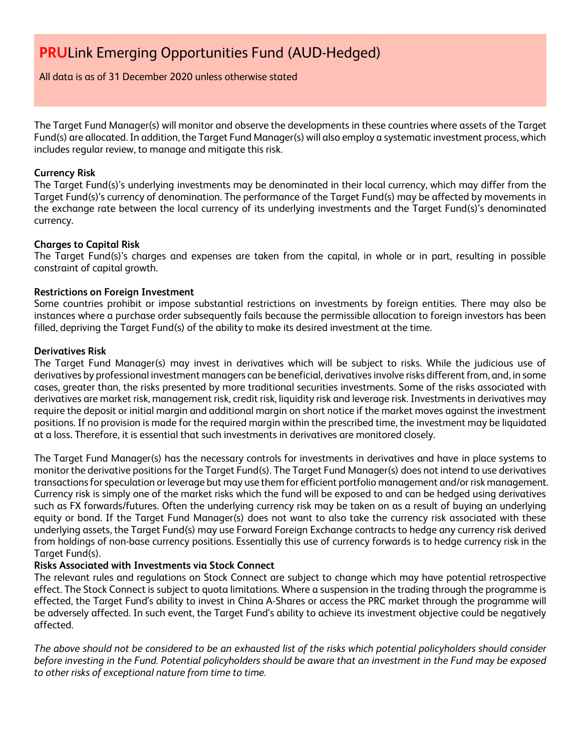# PRULink Emerging Opportunities Fund (AUD-Hedged)

All data is as of 31 December 2020 unless otherwise stated

The Target Fund Manager(s) will monitor and observe the developments in these countries where assets of the Target Fund(s) are allocated. In addition, the Target Fund Manager(s) will also employ a systematic investment process, which includes regular review, to manage and mitigate this risk.

**Currency Risk**
The Target Fund(s)'s underlying investments may be denominated in their local currency, which may differ from the Target Fund(s)'s currency of denomination. The performance of the Target Fund(s) may be affected by movements in the exchange rate between the local currency of its underlying investments and the Target Fund(s)'s denominated currency.

**Charges to Capital Risk**
The Target Fund(s)'s charges and expenses are taken from the capital, in whole or in part, resulting in possible constraint of capital growth.

**Restrictions on Foreign Investment**
Some countries prohibit or impose substantial restrictions on investments by foreign entities. There may also be instances where a purchase order subsequently fails because the permissible allocation to foreign investors has been filled, depriving the Target Fund(s) of the ability to make its desired investment at the time.

**Derivatives Risk**
The Target Fund Manager(s) may invest in derivatives which will be subject to risks. While the judicious use of derivatives by professional investment managers can be beneficial, derivatives involve risks different from, and, in some cases, greater than, the risks presented by more traditional securities investments. Some of the risks associated with derivatives are market risk, management risk, credit risk, liquidity risk and leverage risk. Investments in derivatives may require the deposit or initial margin and additional margin on short notice if the market moves against the investment positions. If no provision is made for the required margin within the prescribed time, the investment may be liquidated at a loss. Therefore, it is essential that such investments in derivatives are monitored closely.

The Target Fund Manager(s) has the necessary controls for investments in derivatives and have in place systems to monitor the derivative positions for the Target Fund(s). The Target Fund Manager(s) does not intend to use derivatives transactions for speculation or leverage but may use them for efficient portfolio management and/or risk management. Currency risk is simply one of the market risks which the fund will be exposed to and can be hedged using derivatives such as FX forwards/futures. Often the underlying currency risk may be taken on as a result of buying an underlying equity or bond. If the Target Fund Manager(s) does not want to also take the currency risk associated with these underlying assets, the Target Fund(s) may use Forward Foreign Exchange contracts to hedge any currency risk derived from holdings of non-base currency positions. Essentially this use of currency forwards is to hedge currency risk in the Target Fund(s).

**Risks Associated with Investments via Stock Connect**
The relevant rules and regulations on Stock Connect are subject to change which may have potential retrospective effect. The Stock Connect is subject to quota limitations. Where a suspension in the trading through the programme is effected, the Target Fund's ability to invest in China A-Shares or access the PRC market through the programme will be adversely affected. In such event, the Target Fund's ability to achieve its investment objective could be negatively affected.

*The above should not be considered to be an exhausted list of the risks which potential policyholders should consider before investing in the Fund. Potential policyholders should be aware that an investment in the Fund may be exposed to other risks of exceptional nature from time to time.*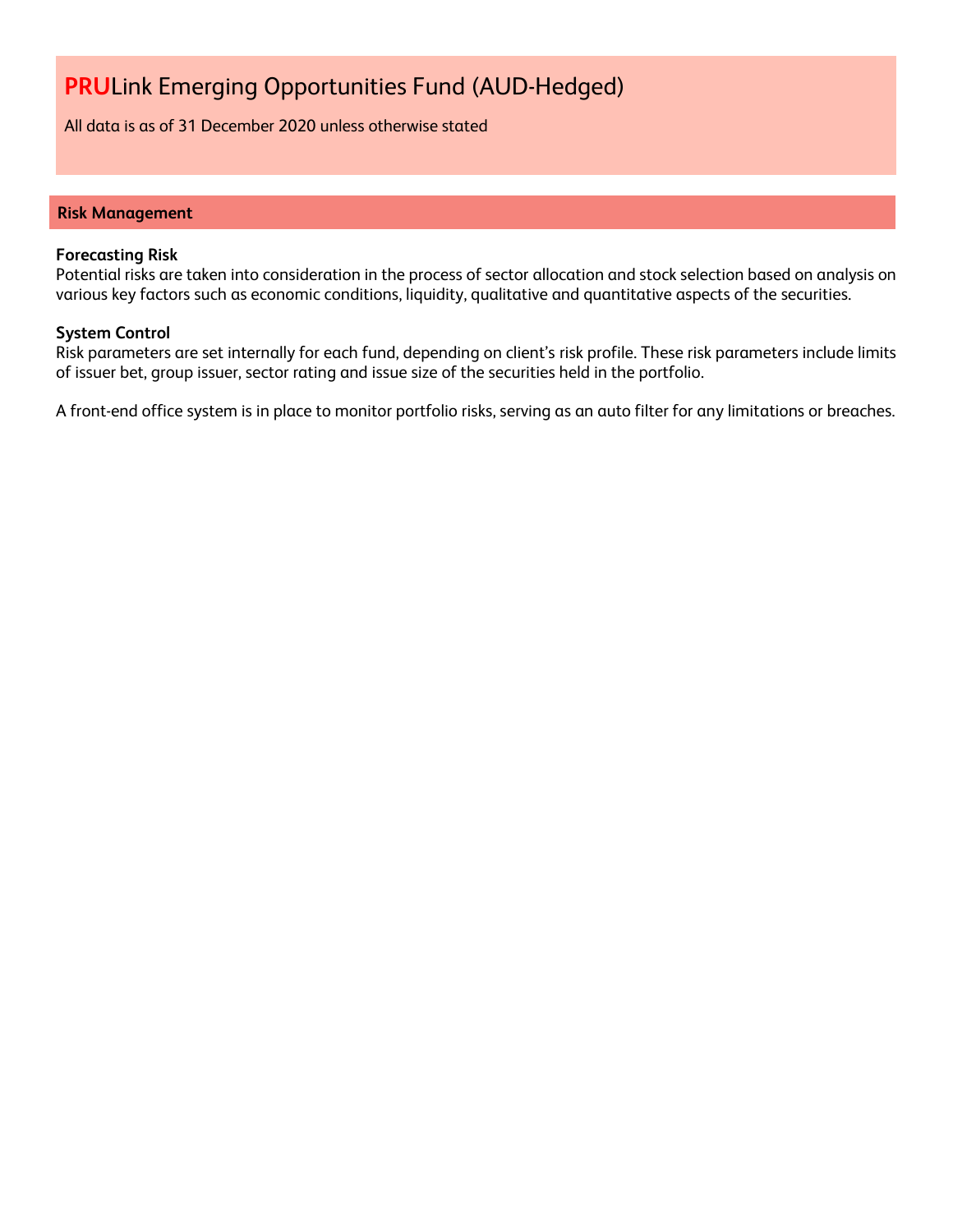# **PRU**Link Emerging Opportunities Fund (AUD-Hedged)

All data is as of 31 December 2020 unless otherwise stated

## Risk Management

**Forecasting Risk**
Potential risks are taken into consideration in the process of sector allocation and stock selection based on analysis on various key factors such as economic conditions, liquidity, qualitative and quantitative aspects of the securities.

**System Control**
Risk parameters are set internally for each fund, depending on client's risk profile. These risk parameters include limits of issuer bet, group issuer, sector rating and issue size of the securities held in the portfolio.

A front-end office system is in place to monitor portfolio risks, serving as an auto filter for any limitations or breaches.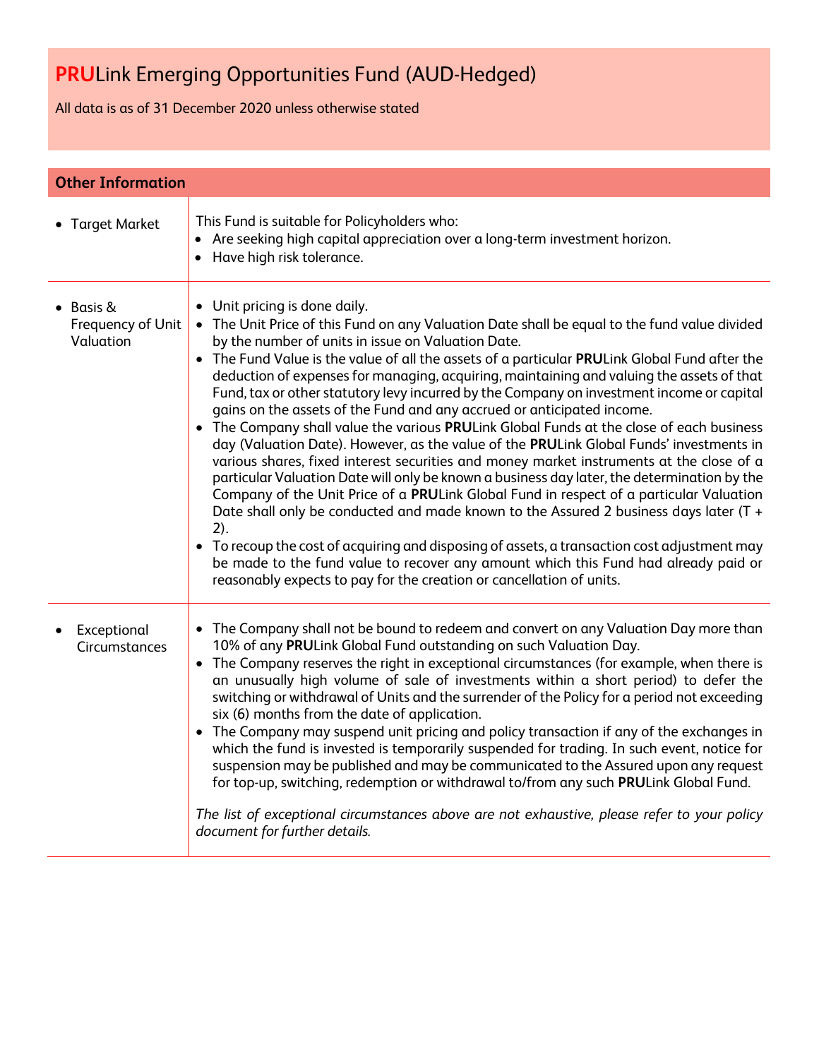# **PRU**Link Emerging Opportunities Fund (AUD-Hedged)

All data is as of 31 December 2020 unless otherwise stated

## Other Information

| | |
|---|---|
| • Target Market | This Fund is suitable for Policyholders who:<br>• Are seeking high capital appreciation over a long-term investment horizon.<br>• Have high risk tolerance. |
| • Basis & Frequency of Unit Valuation | • Unit pricing is done daily.<br>• The Unit Price of this Fund on any Valuation Date shall be equal to the fund value divided by the number of units in issue on Valuation Date.<br>• The Fund Value is the value of all the assets of a particular **PRU**Link Global Fund after the deduction of expenses for managing, acquiring, maintaining and valuing the assets of that Fund, tax or other statutory levy incurred by the Company on investment income or capital gains on the assets of the Fund and any accrued or anticipated income.<br>• The Company shall value the various **PRU**Link Global Funds at the close of each business day (Valuation Date). However, as the value of the **PRU**Link Global Funds' investments in various shares, fixed interest securities and money market instruments at the close of a particular Valuation Date will only be known a business day later, the determination by the Company of the Unit Price of a **PRU**Link Global Fund in respect of a particular Valuation Date shall only be conducted and made known to the Assured 2 business days later (T + 2).<br>• To recoup the cost of acquiring and disposing of assets, a transaction cost adjustment may be made to the fund value to recover any amount which this Fund had already paid or reasonably expects to pay for the creation or cancellation of units. |
| • Exceptional Circumstances | • The Company shall not be bound to redeem and convert on any Valuation Day more than 10% of any **PRU**Link Global Fund outstanding on such Valuation Day.<br>• The Company reserves the right in exceptional circumstances (for example, when there is an unusually high volume of sale of investments within a short period) to defer the switching or withdrawal of Units and the surrender of the Policy for a period not exceeding six (6) months from the date of application.<br>• The Company may suspend unit pricing and policy transaction if any of the exchanges in which the fund is invested is temporarily suspended for trading. In such event, notice for suspension may be published and may be communicated to the Assured upon any request for top-up, switching, redemption or withdrawal to/from any such **PRU**Link Global Fund.<br><br>*The list of exceptional circumstances above are not exhaustive, please refer to your policy document for further details.* |